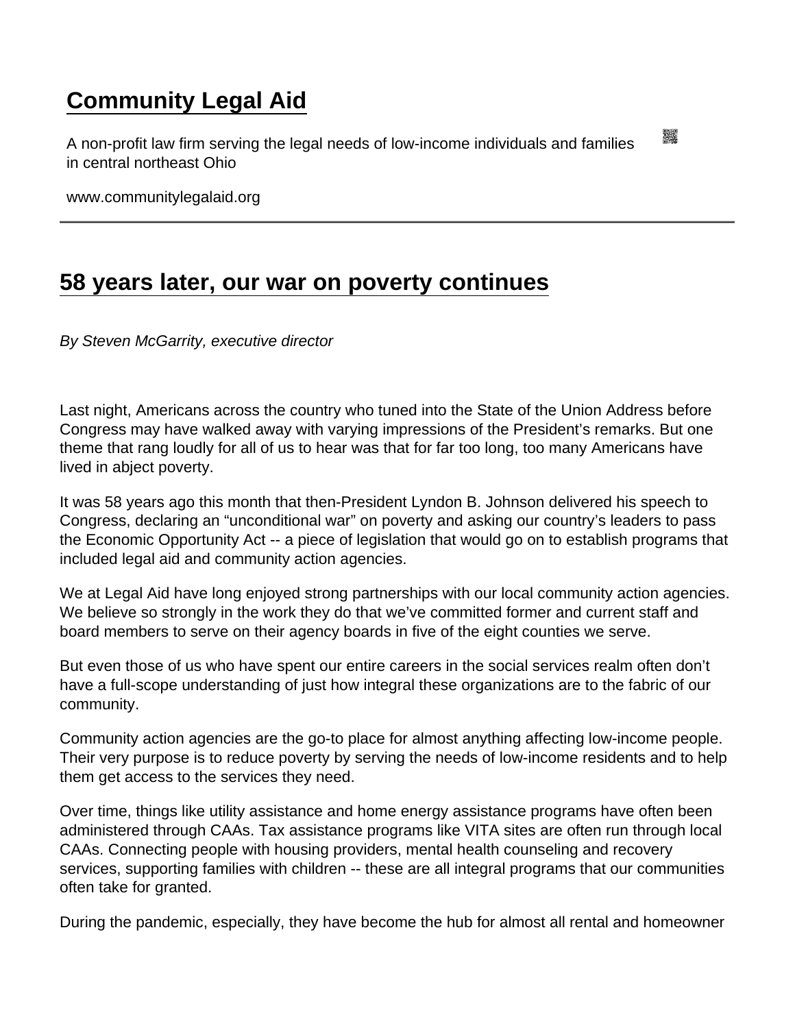# Community Legal Aid

A non-profit law firm serving the legal needs of low-income individuals and families in central northeast Ohio

www.communitylegalaid.org

## 58 years later, our war on poverty continues

*By Steven McGarrity, executive director*

Last night, Americans across the country who tuned into the State of the Union Address before Congress may have walked away with varying impressions of the President's remarks. But one theme that rang loudly for all of us to hear was that for far too long, too many Americans have lived in abject poverty.

It was 58 years ago this month that then-President Lyndon B. Johnson delivered his speech to Congress, declaring an "unconditional war" on poverty and asking our country's leaders to pass the Economic Opportunity Act -- a piece of legislation that would go on to establish programs that included legal aid and community action agencies.

We at Legal Aid have long enjoyed strong partnerships with our local community action agencies. We believe so strongly in the work they do that we've committed former and current staff and board members to serve on their agency boards in five of the eight counties we serve.

But even those of us who have spent our entire careers in the social services realm often don't have a full-scope understanding of just how integral these organizations are to the fabric of our community.

Community action agencies are the go-to place for almost anything affecting low-income people. Their very purpose is to reduce poverty by serving the needs of low-income residents and to help them get access to the services they need.

Over time, things like utility assistance and home energy assistance programs have often been administered through CAAs. Tax assistance programs like VITA sites are often run through local CAAs. Connecting people with housing providers, mental health counseling and recovery services, supporting families with children -- these are all integral programs that our communities often take for granted.

During the pandemic, especially, they have become the hub for almost all rental and homeowner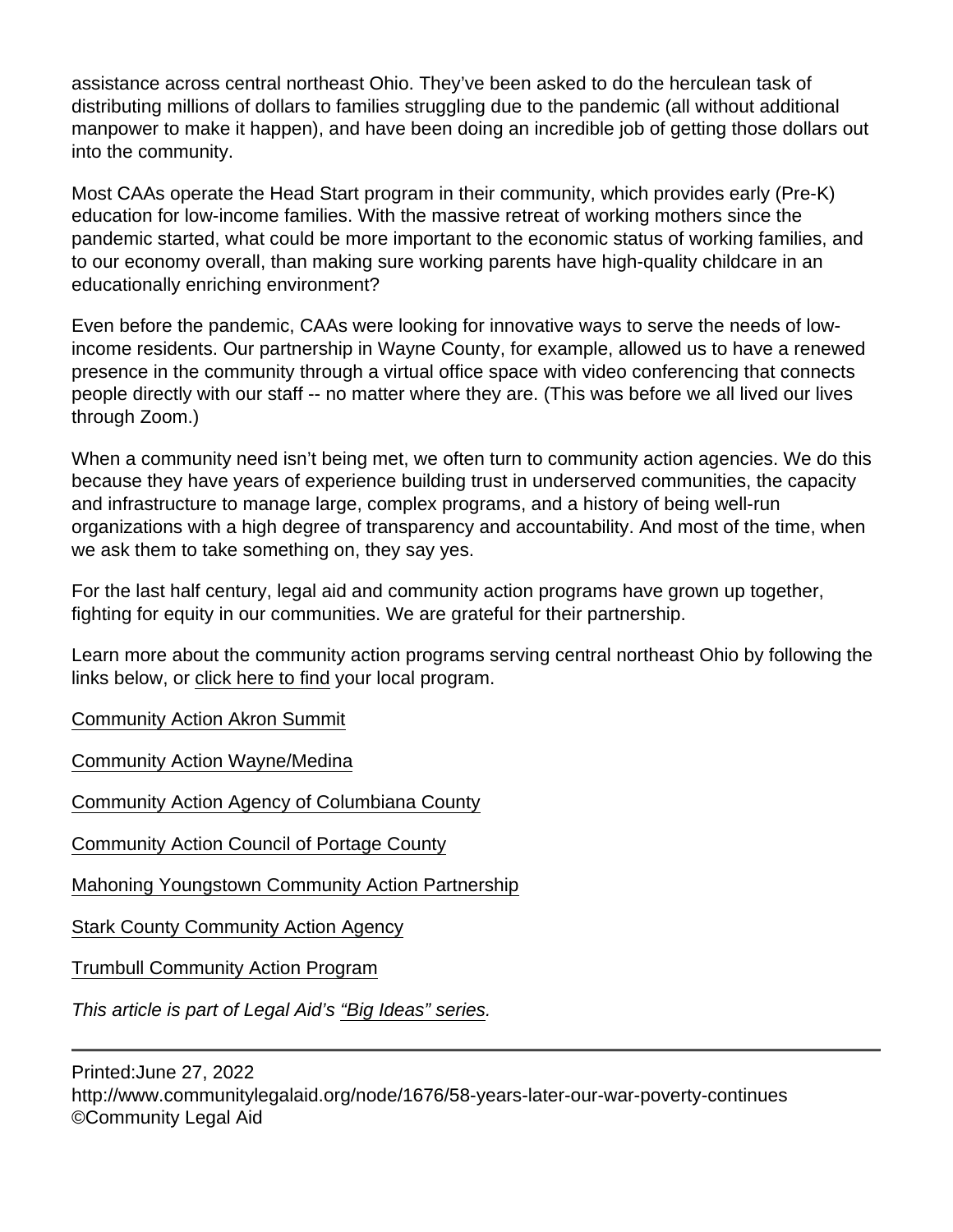assistance across central northeast Ohio. They've been asked to do the herculean task of distributing millions of dollars to families struggling due to the pandemic (all without additional manpower to make it happen), and have been doing an incredible job of getting those dollars out into the community.

Most CAAs operate the Head Start program in their community, which provides early (Pre-K) education for low-income families. With the massive retreat of working mothers since the pandemic started, what could be more important to the economic status of working families, and to our economy overall, than making sure working parents have high-quality childcare in an educationally enriching environment?

Even before the pandemic, CAAs were looking for innovative ways to serve the needs of low-income residents. Our partnership in Wayne County, for example, allowed us to have a renewed presence in the community through a virtual office space with video conferencing that connects people directly with our staff -- no matter where they are. (This was before we all lived our lives through Zoom.)

When a community need isn't being met, we often turn to community action agencies. We do this because they have years of experience building trust in underserved communities, the capacity and infrastructure to manage large, complex programs, and a history of being well-run organizations with a high degree of transparency and accountability. And most of the time, when we ask them to take something on, they say yes.

For the last half century, legal aid and community action programs have grown up together, fighting for equity in our communities. We are grateful for their partnership.

Learn more about the community action programs serving central northeast Ohio by following the links below, or click here to find your local program.

Community Action Akron Summit

Community Action Wayne/Medina

Community Action Agency of Columbiana County

Community Action Council of Portage County

Mahoning Youngstown Community Action Partnership

Stark County Community Action Agency

Trumbull Community Action Program

*This article is part of Legal Aid's "Big Ideas" series.*

---

Printed:June 27, 2022
http://www.communitylegalaid.org/node/1676/58-years-later-our-war-poverty-continues
©Community Legal Aid